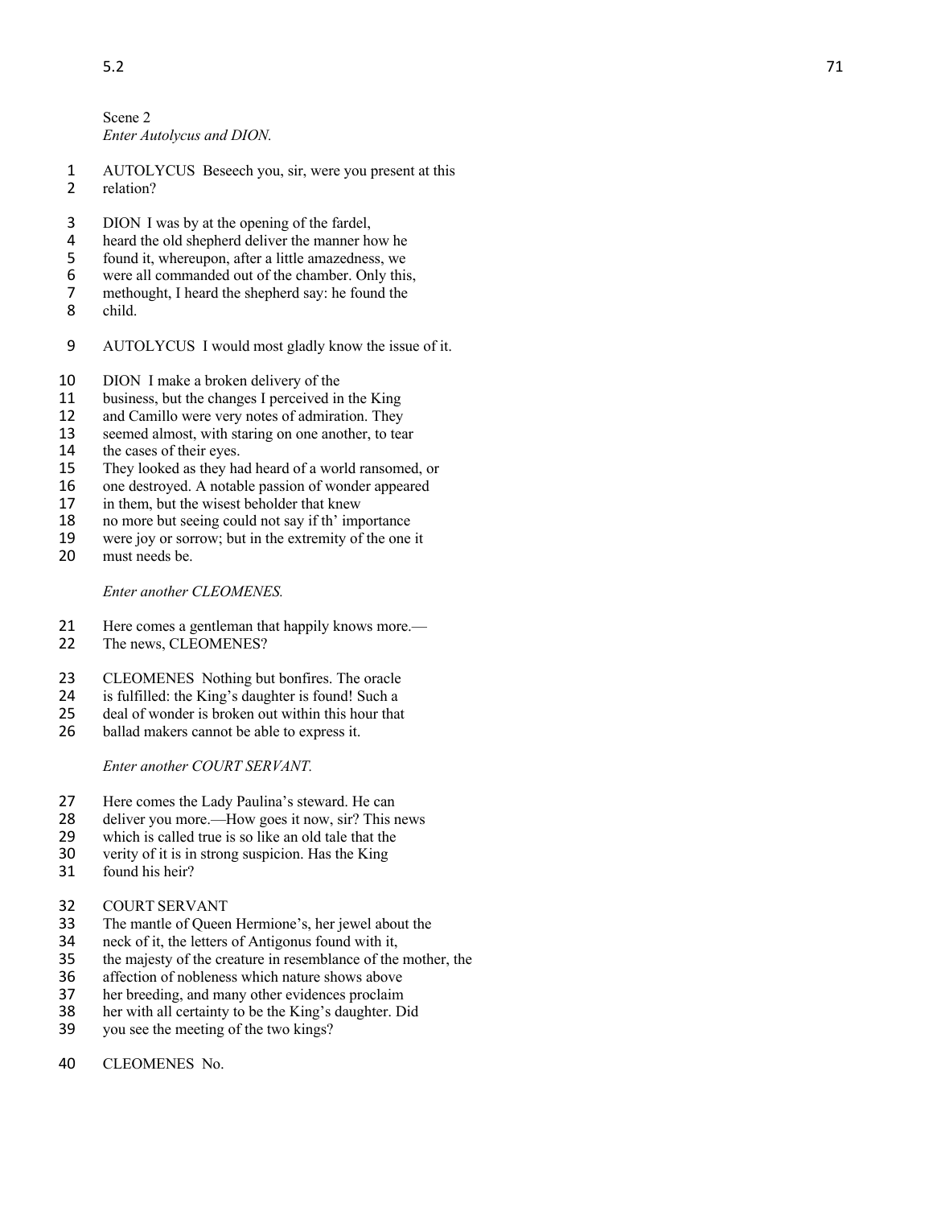Scene 2
*Enter Autolycus and DION.*

1 AUTOLYCUS Beseech you, sir, were you present at this
2 relation?

3 DION I was by at the opening of the fardel,
4 heard the old shepherd deliver the manner how he
5 found it, whereupon, after a little amazedness, we
6 were all commanded out of the chamber. Only this,
7 methought, I heard the shepherd say: he found the
8 child.

9 AUTOLYCUS I would most gladly know the issue of it.

10 DION I make a broken delivery of the
11 business, but the changes I perceived in the King
12 and Camillo were very notes of admiration. They
13 seemed almost, with staring on one another, to tear
14 the cases of their eyes.
15 They looked as they had heard of a world ransomed, or
16 one destroyed. A notable passion of wonder appeared
17 in them, but the wisest beholder that knew
18 no more but seeing could not say if th' importance
19 were joy or sorrow; but in the extremity of the one it
20 must needs be.

*Enter another CLEOMENES.*

21 Here comes a gentleman that happily knows more.—
22 The news, CLEOMENES?

23 CLEOMENES Nothing but bonfires. The oracle
24 is fulfilled: the King's daughter is found! Such a
25 deal of wonder is broken out within this hour that
26 ballad makers cannot be able to express it.

*Enter another COURT SERVANT.*

27 Here comes the Lady Paulina's steward. He can
28 deliver you more.—How goes it now, sir? This news
29 which is called true is so like an old tale that the
30 verity of it is in strong suspicion. Has the King
31 found his heir?

32 COURT SERVANT
33 The mantle of Queen Hermione's, her jewel about the
34 neck of it, the letters of Antigonus found with it,
35 the majesty of the creature in resemblance of the mother, the
36 affection of nobleness which nature shows above
37 her breeding, and many other evidences proclaim
38 her with all certainty to be the King's daughter. Did
39 you see the meeting of the two kings?

40 CLEOMENES No.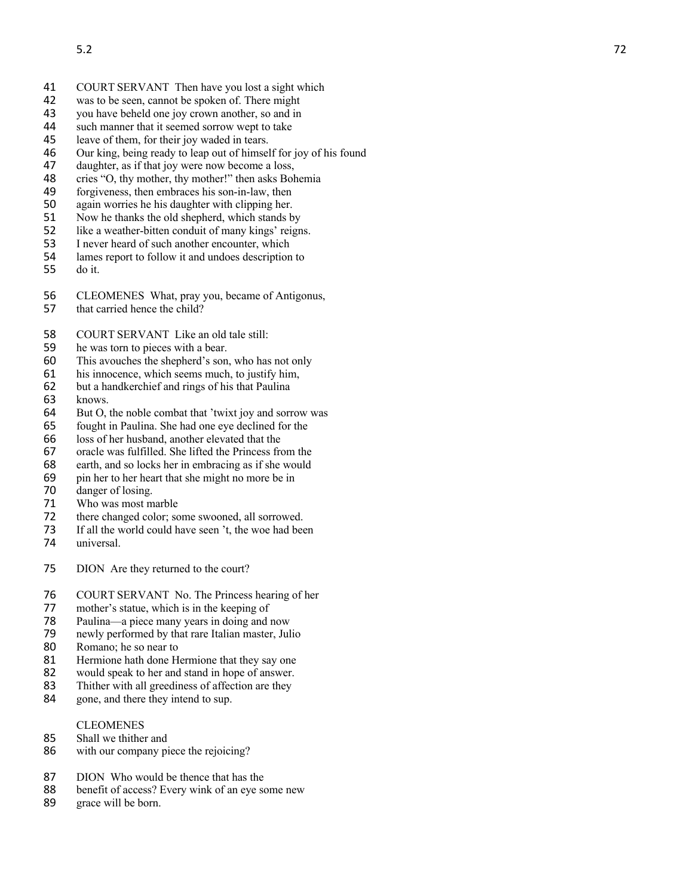41 COURT SERVANT Then have you lost a sight which
42 was to be seen, cannot be spoken of. There might
43 you have beheld one joy crown another, so and in
44 such manner that it seemed sorrow wept to take
45 leave of them, for their joy waded in tears.
46 Our king, being ready to leap out of himself for joy of his found
47 daughter, as if that joy were now become a loss,
48 cries "O, thy mother, thy mother!" then asks Bohemia
49 forgiveness, then embraces his son-in-law, then
50 again worries he his daughter with clipping her.
51 Now he thanks the old shepherd, which stands by
52 like a weather-bitten conduit of many kings' reigns.
53 I never heard of such another encounter, which
54 lames report to follow it and undoes description to
55 do it.

56 CLEOMENES What, pray you, became of Antigonus,
57 that carried hence the child?

58 COURT SERVANT Like an old tale still:
59 he was torn to pieces with a bear.
60 This avouches the shepherd's son, who has not only
61 his innocence, which seems much, to justify him,
62 but a handkerchief and rings of his that Paulina
63 knows.
64 But O, the noble combat that 'twixt joy and sorrow was
65 fought in Paulina. She had one eye declined for the
66 loss of her husband, another elevated that the
67 oracle was fulfilled. She lifted the Princess from the
68 earth, and so locks her in embracing as if she would
69 pin her to her heart that she might no more be in
70 danger of losing.
71 Who was most marble
72 there changed color; some swooned, all sorrowed.
73 If all the world could have seen 't, the woe had been
74 universal.

75 DION Are they returned to the court?

76 COURT SERVANT No. The Princess hearing of her
77 mother's statue, which is in the keeping of
78 Paulina—a piece many years in doing and now
79 newly performed by that rare Italian master, Julio
80 Romano; he so near to
81 Hermione hath done Hermione that they say one
82 would speak to her and stand in hope of answer.
83 Thither with all greediness of affection are they
84 gone, and there they intend to sup.

CLEOMENES
85 Shall we thither and
86 with our company piece the rejoicing?

87 DION Who would be thence that has the
88 benefit of access? Every wink of an eye some new
89 grace will be born.